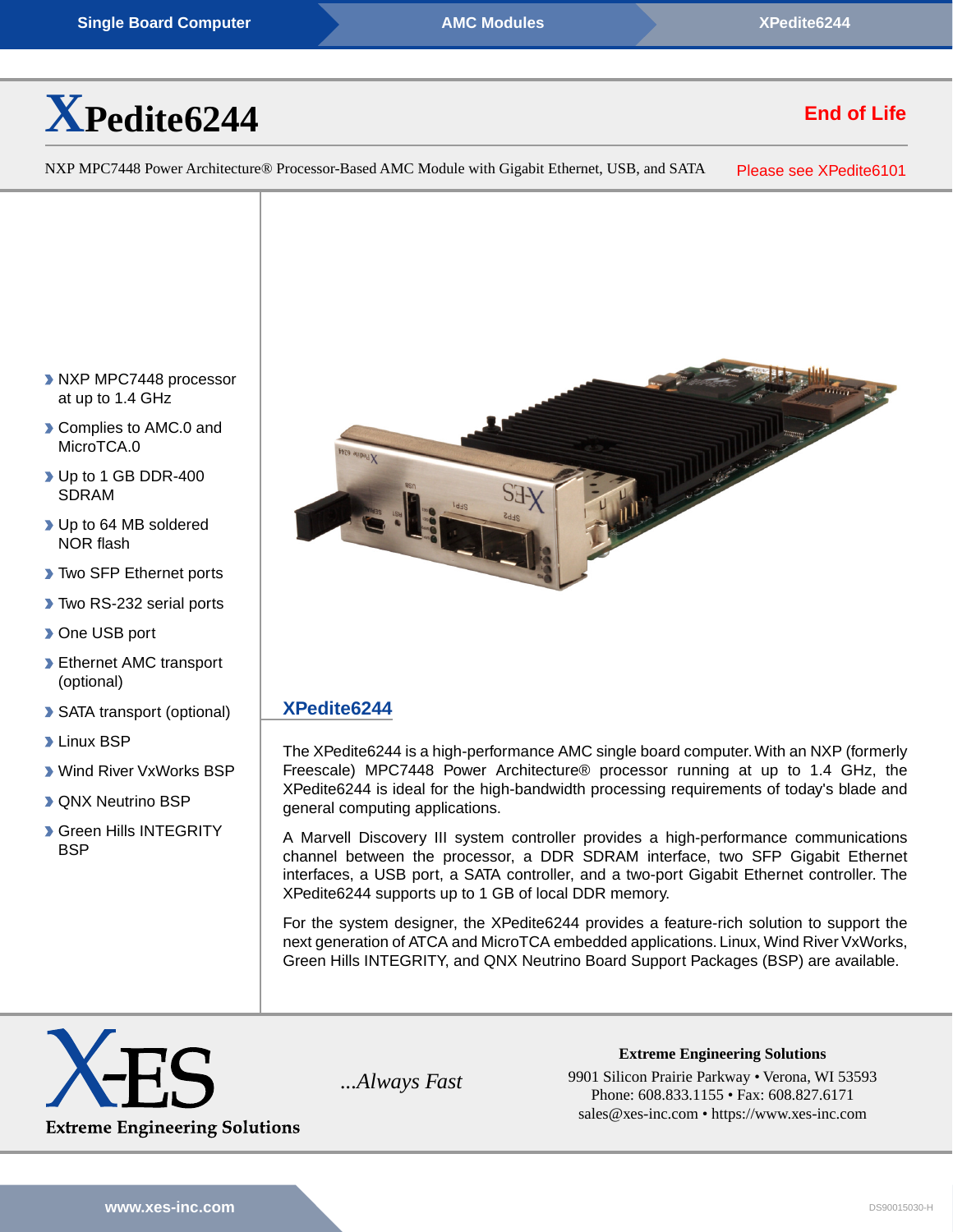Single Board Computer > AMC Modules > XPedite6244

# XPedite6244

**End of Life**

NXP MPC7448 Power Architecture® Processor-Based AMC Module with Gigabit Ethernet, USB, and SATA

Please see XPedite6101

- NXP MPC7448 processor at up to 1.4 GHz
- Complies to AMC.0 and MicroTCA.0
- Up to 1 GB DDR-400 SDRAM
- Up to 64 MB soldered NOR flash
- Two SFP Ethernet ports
- Two RS-232 serial ports
- One USB port
- Ethernet AMC transport (optional)
- SATA transport (optional)
- Linux BSP
- Wind River VxWorks BSP
- QNX Neutrino BSP
- Green Hills INTEGRITY BSP

## XPedite6244

The XPedite6244 is a high-performance AMC single board computer. With an NXP (formerly Freescale) MPC7448 Power Architecture® processor running at up to 1.4 GHz, the XPedite6244 is ideal for the high-bandwidth processing requirements of today's blade and general computing applications.

A Marvell Discovery III system controller provides a high-performance communications channel between the processor, a DDR SDRAM interface, two SFP Gigabit Ethernet interfaces, a USB port, a SATA controller, and a two-port Gigabit Ethernet controller. The XPedite6244 supports up to 1 GB of local DDR memory.

For the system designer, the XPedite6244 provides a feature-rich solution to support the next generation of ATCA and MicroTCA embedded applications. Linux, Wind River VxWorks, Green Hills INTEGRITY, and QNX Neutrino Board Support Packages (BSP) are available.

X-ES
Extreme Engineering Solutions

*...Always Fast*

**Extreme Engineering Solutions**
9901 Silicon Prairie Parkway • Verona, WI 53593
Phone: 608.833.1155 • Fax: 608.827.6171
sales@xes-inc.com • https://www.xes-inc.com

www.xes-inc.com

DS90015030-H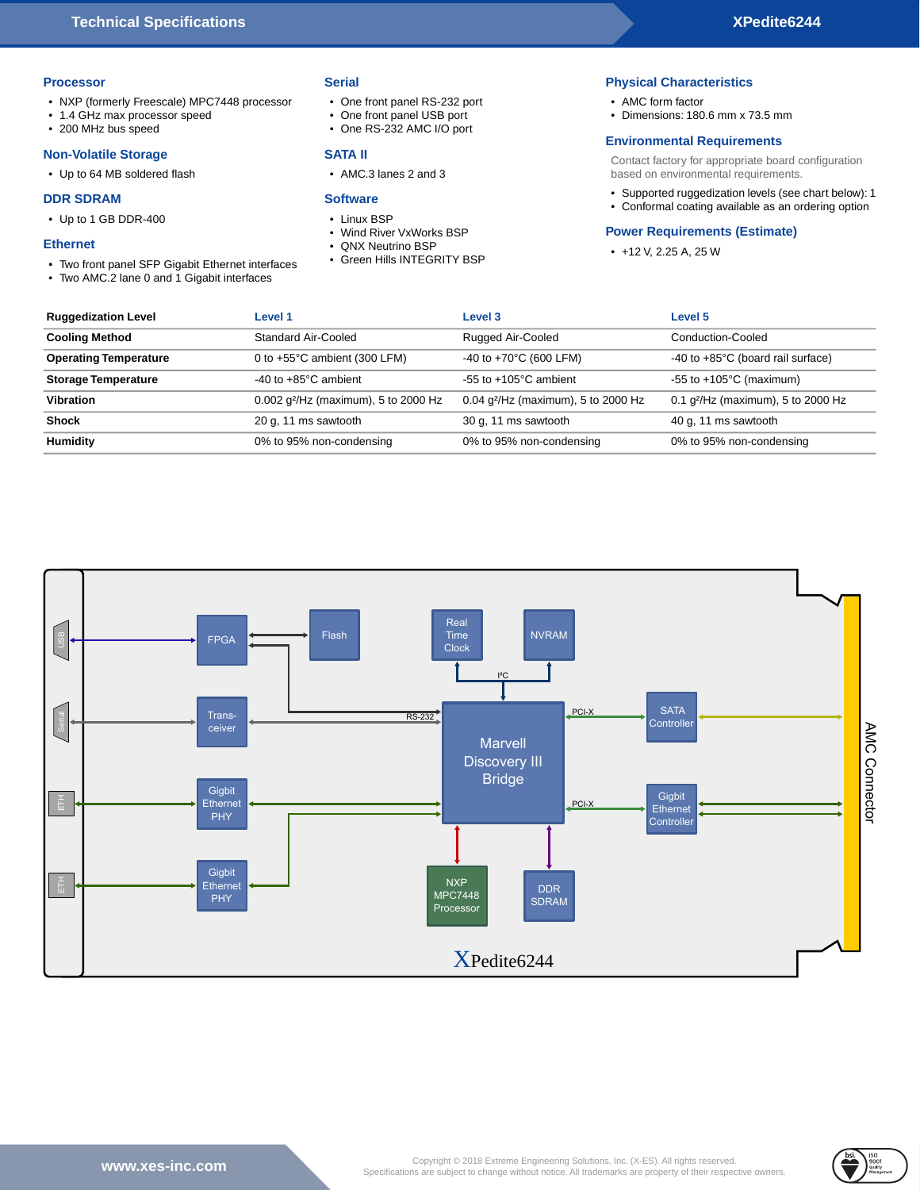# Technical Specifications

## Processor

- NXP (formerly Freescale) MPC7448 processor
- 1.4 GHz max processor speed
- 200 MHz bus speed

## Non-Volatile Storage

- Up to 64 MB soldered flash

## DDR SDRAM

- Up to 1 GB DDR-400

## Ethernet

- Two front panel SFP Gigabit Ethernet interfaces
- Two AMC.2 lane 0 and 1 Gigabit interfaces

## Serial

- One front panel RS-232 port
- One front panel USB port
- One RS-232 AMC I/O port

## SATA II

- AMC.3 lanes 2 and 3

## Software

- Linux BSP
- Wind River VxWorks BSP
- QNX Neutrino BSP
- Green Hills INTEGRITY BSP

## Physical Characteristics

- AMC form factor
- Dimensions: 180.6 mm x 73.5 mm

## Environmental Requirements

Contact factory for appropriate board configuration based on environmental requirements.

- Supported ruggedization levels (see chart below): 1
- Conformal coating available as an ordering option

## Power Requirements (Estimate)

- +12 V, 2.25 A, 25 W

| Ruggedization Level | Level 1 | Level 3 | Level 5 |
|---|---|---|---|
| Cooling Method | Standard Air-Cooled | Rugged Air-Cooled | Conduction-Cooled |
| Operating Temperature | 0 to +55°C ambient (300 LFM) | -40 to +70°C (600 LFM) | -40 to +85°C (board rail surface) |
| Storage Temperature | -40 to +85°C ambient | -55 to +105°C ambient | -55 to +105°C (maximum) |
| Vibration | 0.002 $g^2$/Hz (maximum), 5 to 2000 Hz | 0.04 $g^2$/Hz (maximum), 5 to 2000 Hz | 0.1 $g^2$/Hz (maximum), 5 to 2000 Hz |
| Shock | 20 g, 11 ms sawtooth | 30 g, 11 ms sawtooth | 40 g, 11 ms sawtooth |
| Humidity | 0% to 95% non-condensing | 0% to 95% non-condensing | 0% to 95% non-condensing |

USB
Serial
ETH
ETH
FPGA
Flash
Real Time Clock
NVRAM
I²C
Trans-ceiver
RS-232
Marvell Discovery III Bridge
PCI-X
SATA Controller
Gigbit Ethernet PHY
PCI-X
Gigbit Ethernet Controller
Gigbit Ethernet PHY
NXP MPC7448 Processor
DDR SDRAM
AMC Connector
XPedite6244

www.xes-inc.com

Copyright © 2018 Extreme Engineering Solutions, Inc. (X-ES). All rights reserved.
Specifications are subject to change without notice. All trademarks are property of their respective owners.